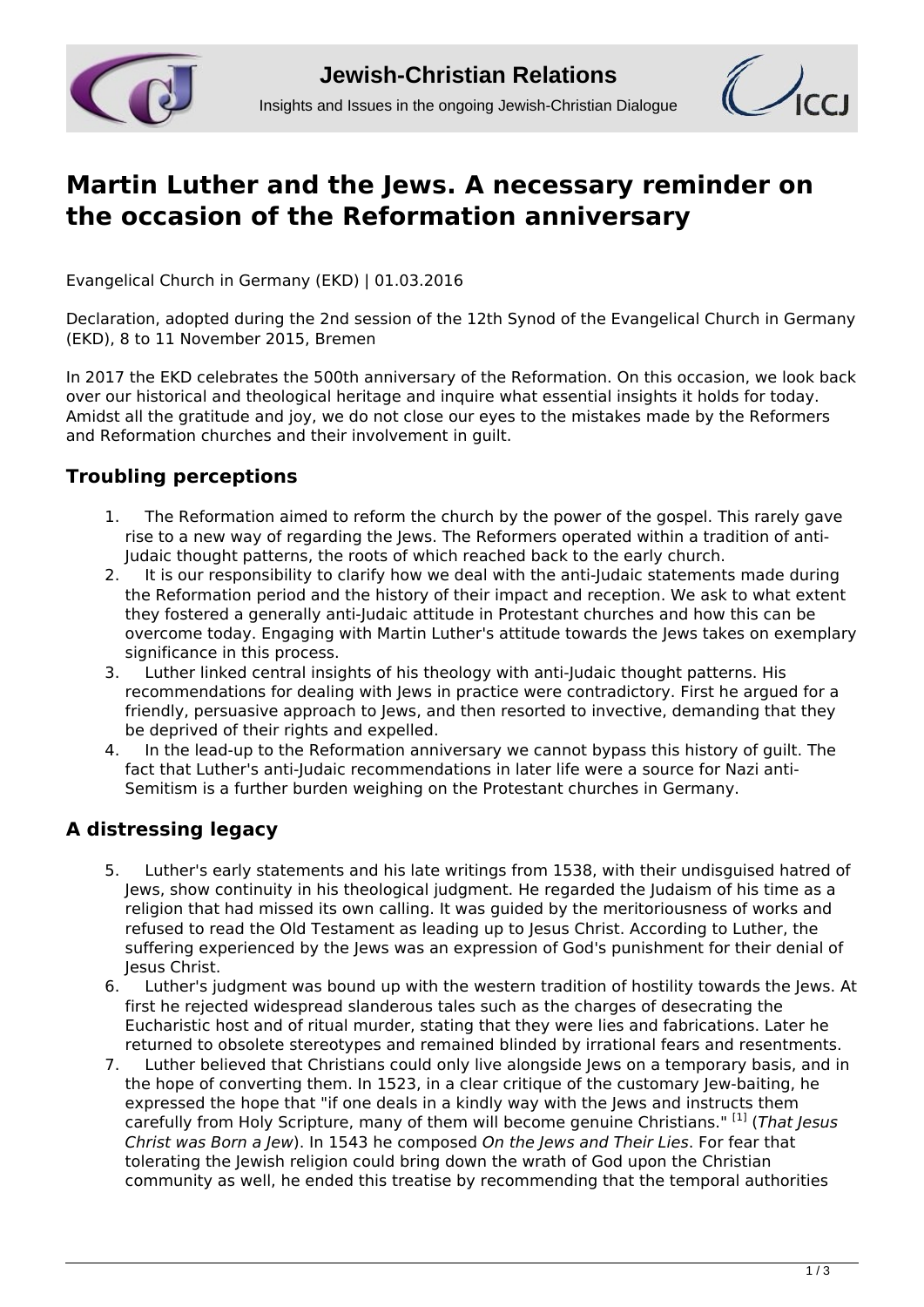# Martin Luther and the Jews. A necessary reminder on the occasion of the Reformation anniversary

Evangelical Church in Germany (EKD) | 01.03.2016

Declaration, adopted during the 2nd session of the 12th Synod of the Evangelical Church in Germany (EKD), 8 to 11 November 2015, Bremen

In 2017 the EKD celebrates the 500th anniversary of the Reformation. On this occasion, we look back over our historical and theological heritage and inquire what essential insights it holds for today. Amidst all the gratitude and joy, we do not close our eyes to the mistakes made by the Reformers and Reformation churches and their involvement in guilt.

## Troubling perceptions

1. The Reformation aimed to reform the church by the power of the gospel. This rarely gave rise to a new way of regarding the Jews. The Reformers operated within a tradition of anti-Judaic thought patterns, the roots of which reached back to the early church.
2. It is our responsibility to clarify how we deal with the anti-Judaic statements made during the Reformation period and the history of their impact and reception. We ask to what extent they fostered a generally anti-Judaic attitude in Protestant churches and how this can be overcome today. Engaging with Martin Luther's attitude towards the Jews takes on exemplary significance in this process.
3. Luther linked central insights of his theology with anti-Judaic thought patterns. His recommendations for dealing with Jews in practice were contradictory. First he argued for a friendly, persuasive approach to Jews, and then resorted to invective, demanding that they be deprived of their rights and expelled.
4. In the lead-up to the Reformation anniversary we cannot bypass this history of guilt. The fact that Luther's anti-Judaic recommendations in later life were a source for Nazi anti-Semitism is a further burden weighing on the Protestant churches in Germany.

## A distressing legacy

5. Luther's early statements and his late writings from 1538, with their undisguised hatred of Jews, show continuity in his theological judgment. He regarded the Judaism of his time as a religion that had missed its own calling. It was guided by the meritoriousness of works and refused to read the Old Testament as leading up to Jesus Christ. According to Luther, the suffering experienced by the Jews was an expression of God's punishment for their denial of Jesus Christ.
6. Luther's judgment was bound up with the western tradition of hostility towards the Jews. At first he rejected widespread slanderous tales such as the charges of desecrating the Eucharistic host and of ritual murder, stating that they were lies and fabrications. Later he returned to obsolete stereotypes and remained blinded by irrational fears and resentments.
7. Luther believed that Christians could only live alongside Jews on a temporary basis, and in the hope of converting them. In 1523, in a clear critique of the customary Jew-baiting, he expressed the hope that "if one deals in a kindly way with the Jews and instructs them carefully from Holy Scripture, many of them will become genuine Christians." [1] (*That Jesus Christ was Born a Jew*). In 1543 he composed *On the Jews and Their Lies*. For fear that tolerating the Jewish religion could bring down the wrath of God upon the Christian community as well, he ended this treatise by recommending that the temporal authorities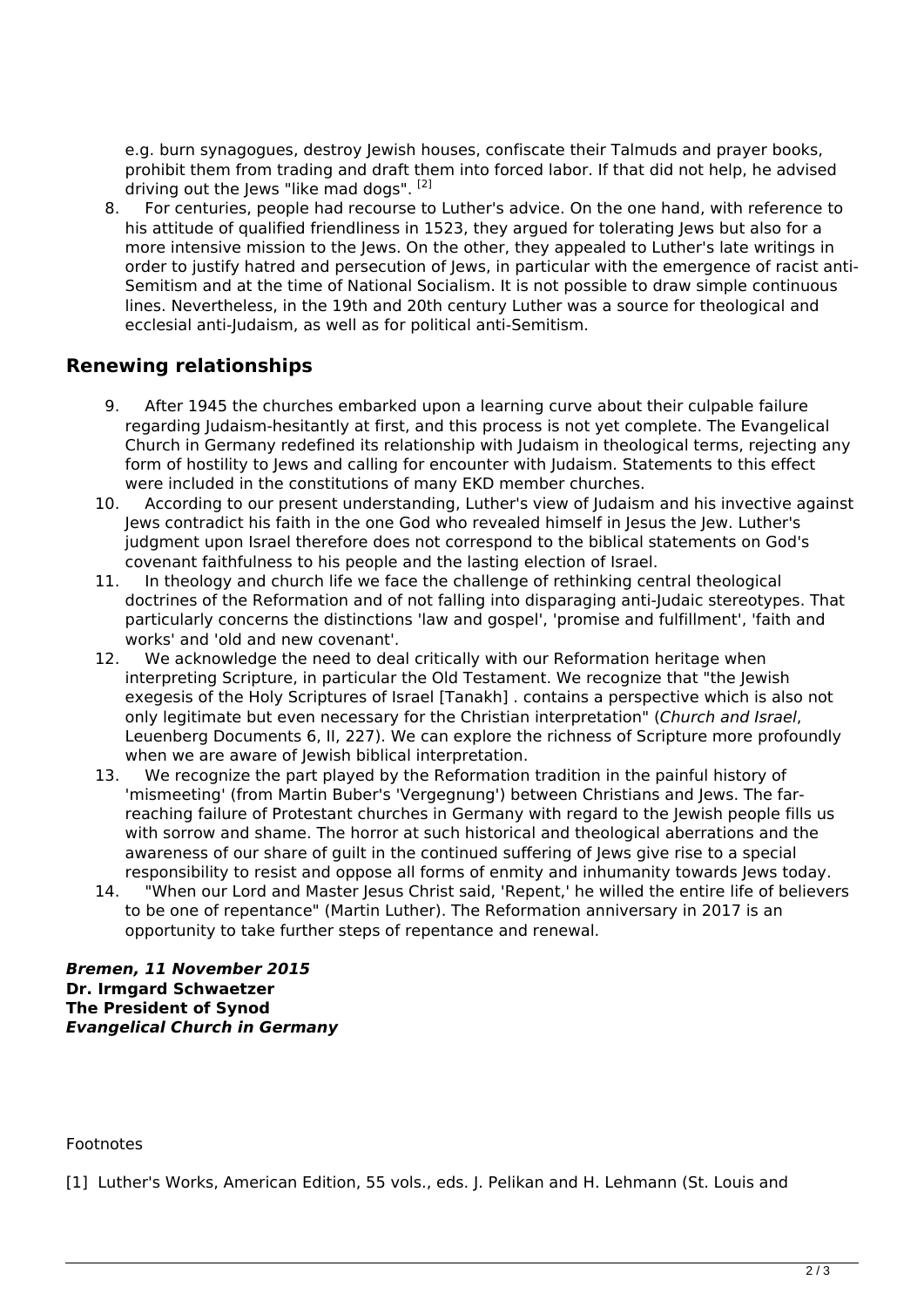e.g. burn synagogues, destroy Jewish houses, confiscate their Talmuds and prayer books, prohibit them from trading and draft them into forced labor. If that did not help, he advised driving out the Jews "like mad dogs". [2]

8. For centuries, people had recourse to Luther's advice. On the one hand, with reference to his attitude of qualified friendliness in 1523, they argued for tolerating Jews but also for a more intensive mission to the Jews. On the other, they appealed to Luther's late writings in order to justify hatred and persecution of Jews, in particular with the emergence of racist anti-Semitism and at the time of National Socialism. It is not possible to draw simple continuous lines. Nevertheless, in the 19th and 20th century Luther was a source for theological and ecclesial anti-Judaism, as well as for political anti-Semitism.

## Renewing relationships

9. After 1945 the churches embarked upon a learning curve about their culpable failure regarding Judaism-hesitantly at first, and this process is not yet complete. The Evangelical Church in Germany redefined its relationship with Judaism in theological terms, rejecting any form of hostility to Jews and calling for encounter with Judaism. Statements to this effect were included in the constitutions of many EKD member churches.
10. According to our present understanding, Luther's view of Judaism and his invective against Jews contradict his faith in the one God who revealed himself in Jesus the Jew. Luther's judgment upon Israel therefore does not correspond to the biblical statements on God's covenant faithfulness to his people and the lasting election of Israel.
11. In theology and church life we face the challenge of rethinking central theological doctrines of the Reformation and of not falling into disparaging anti-Judaic stereotypes. That particularly concerns the distinctions 'law and gospel', 'promise and fulfillment', 'faith and works' and 'old and new covenant'.
12. We acknowledge the need to deal critically with our Reformation heritage when interpreting Scripture, in particular the Old Testament. We recognize that "the Jewish exegesis of the Holy Scriptures of Israel [Tanakh] . contains a perspective which is also not only legitimate but even necessary for the Christian interpretation" (*Church and Israel*, Leuenberg Documents 6, II, 227). We can explore the richness of Scripture more profoundly when we are aware of Jewish biblical interpretation.
13. We recognize the part played by the Reformation tradition in the painful history of 'mismeeting' (from Martin Buber's 'Vergegnung') between Christians and Jews. The far-reaching failure of Protestant churches in Germany with regard to the Jewish people fills us with sorrow and shame. The horror at such historical and theological aberrations and the awareness of our share of guilt in the continued suffering of Jews give rise to a special responsibility to resist and oppose all forms of enmity and inhumanity towards Jews today.
14. "When our Lord and Master Jesus Christ said, 'Repent,' he willed the entire life of believers to be one of repentance" (Martin Luther). The Reformation anniversary in 2017 is an opportunity to take further steps of repentance and renewal.

***Bremen, 11 November 2015***
**Dr. Irmgard Schwaetzer**
**The President of Synod**
***Evangelical Church in Germany***

Footnotes

[1] Luther's Works, American Edition, 55 vols., eds. J. Pelikan and H. Lehmann (St. Louis and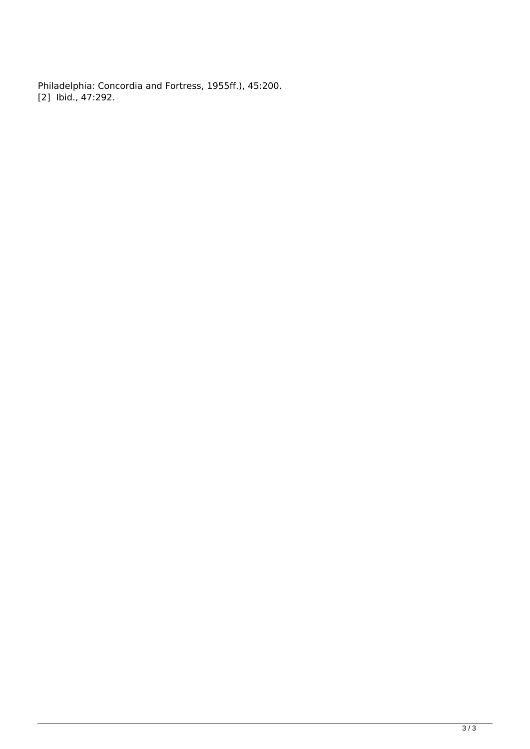Philadelphia: Concordia and Fortress, 1955ff.), 45:200.
[2] Ibid., 47:292.